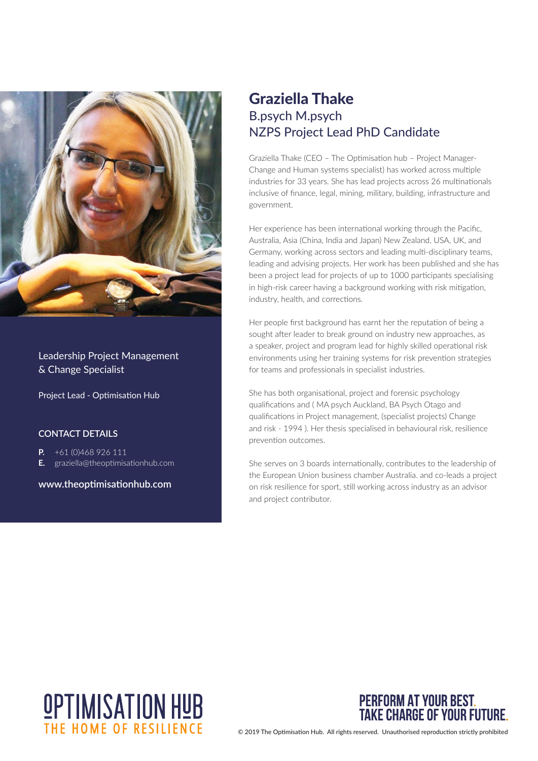# Graziella Thake

## B.psych M.psych
## NZPS Project Lead PhD Candidate

Graziella Thake (CEO – The Optimisation hub – Project Manager-Change and Human systems specialist) has worked across multiple industries for 33 years. She has lead projects across 26 multinationals inclusive of finance, legal, mining, military, building, infrastructure and government.

Her experience has been international working through the Pacific, Australia, Asia (China, India and Japan) New Zealand, USA, UK, and Germany, working across sectors and leading multi-disciplinary teams, leading and advising projects. Her work has been published and she has been a project lead for projects of up to 1000 participants specialising in high-risk career having a background working with risk mitigation, industry, health, and corrections.

Her people first background has earnt her the reputation of being a sought after leader to break ground on industry new approaches, as a speaker, project and program lead for highly skilled operational risk environments using her training systems for risk prevention strategies for teams and professionals in specialist industries.

She has both organisational, project and forensic psychology qualifications and ( MA psych Auckland, BA Psych Otago and qualifications in Project management, (specialist projects) Change and risk - 1994 ). Her thesis specialised in behavioural risk, resilience prevention outcomes.

She serves on 3 boards internationally, contributes to the leadership of the European Union business chamber Australia. and co-leads a project on risk resilience for sport, still working across industry as an advisor and project contributor.

Leadership Project Management & Change Specialist

Project Lead - Optimisation Hub

**CONTACT DETAILS**

**P.** +61 (0)468 926 111
**E.** graziella@theoptimisationhub.com

**www.theoptimisationhub.com**

OPTIMISATION HUB
THE HOME OF RESILIENCE

PERFORM AT YOUR BEST.
TAKE CHARGE OF YOUR FUTURE.

© 2019 The Optimisation Hub. All rights reserved. Unauthorised reproduction strictly prohibited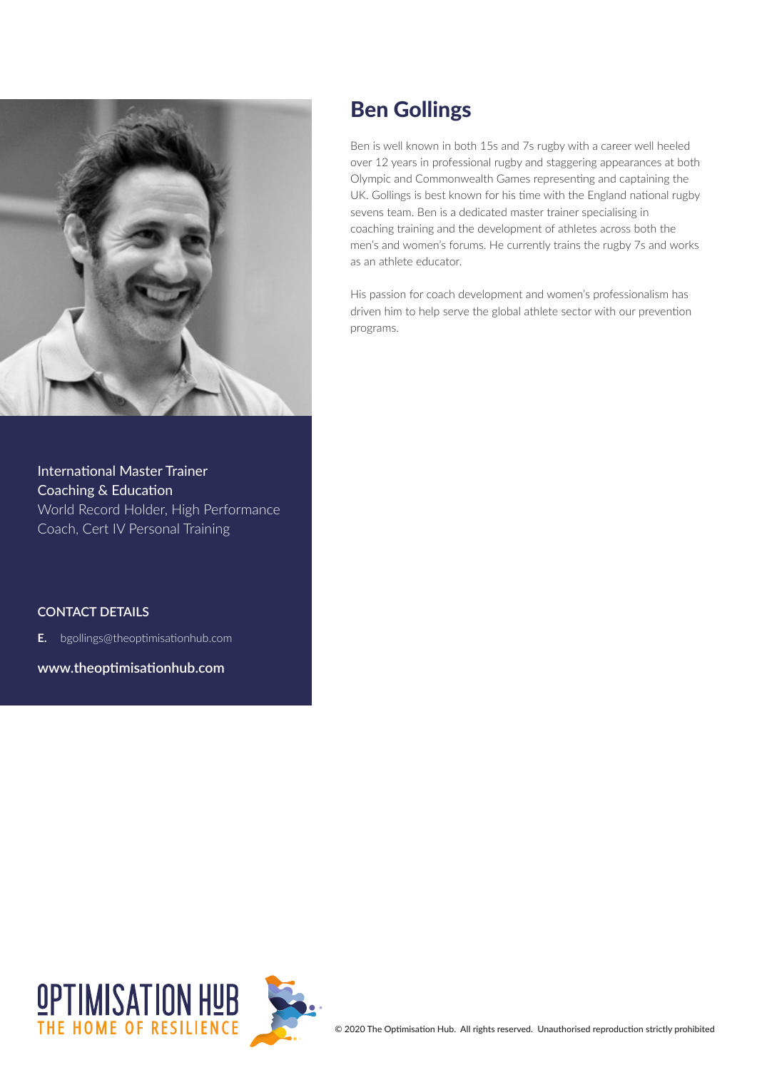# Ben Gollings

Ben is well known in both 15s and 7s rugby with a career well heeled over 12 years in professional rugby and staggering appearances at both Olympic and Commonwealth Games representing and captaining the UK. Gollings is best known for his time with the England national rugby sevens team. Ben is a dedicated master trainer specialising in coaching training and the development of athletes across both the men's and women's forums. He currently trains the rugby 7s and works as an athlete educator.

His passion for coach development and women's professionalism has driven him to help serve the global athlete sector with our prevention programs.

International Master Trainer
Coaching & Education
World Record Holder, High Performance Coach, Cert IV Personal Training

**CONTACT DETAILS**

**E.** bgollings@theoptimisationhub.com

**www.theoptimisationhub.com**

OPTIMISATION HUB
THE HOME OF RESILIENCE

© 2020 The Optimisation Hub. All rights reserved. Unauthorised reproduction strictly prohibited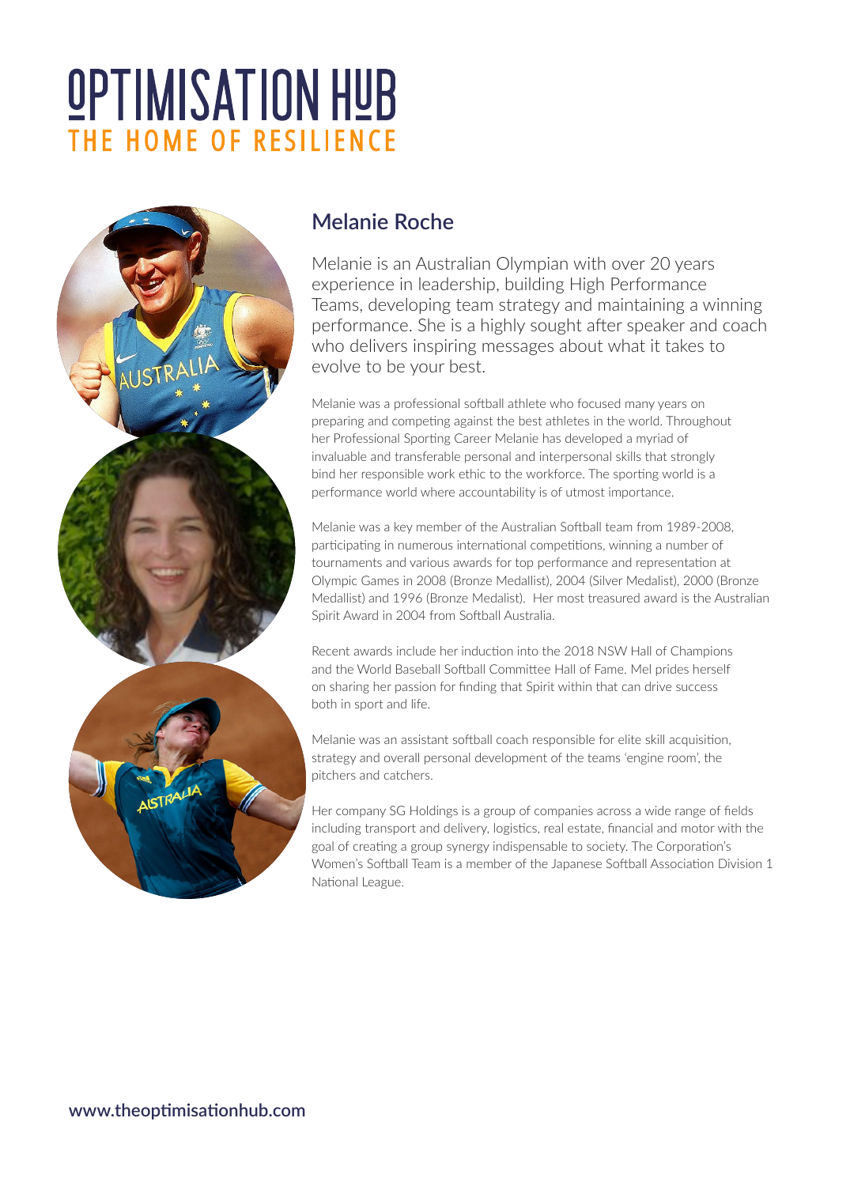# OPTIMISATION HUB
THE HOME OF RESILIENCE

## Melanie Roche

Melanie is an Australian Olympian with over 20 years experience in leadership, building High Performance Teams, developing team strategy and maintaining a winning performance. She is a highly sought after speaker and coach who delivers inspiring messages about what it takes to evolve to be your best.

Melanie was a professional softball athlete who focused many years on preparing and competing against the best athletes in the world. Throughout her Professional Sporting Career Melanie has developed a myriad of invaluable and transferable personal and interpersonal skills that strongly bind her responsible work ethic to the workforce. The sporting world is a performance world where accountability is of utmost importance.

Melanie was a key member of the Australian Softball team from 1989-2008, participating in numerous international competitions, winning a number of tournaments and various awards for top performance and representation at Olympic Games in 2008 (Bronze Medallist), 2004 (Silver Medallist), 2000 (Bronze Medallist) and 1996 (Bronze Medalist). Her most treasured award is the Australian Spirit Award in 2004 from Softball Australia.

Recent awards include her induction into the 2018 NSW Hall of Champions and the World Baseball Softball Committee Hall of Fame. Mel prides herself on sharing her passion for finding that Spirit within that can drive success both in sport and life.

Melanie was an assistant softball coach responsible for elite skill acquisition, strategy and overall personal development of the teams 'engine room', the pitchers and catchers.

Her company SG Holdings is a group of companies across a wide range of fields including transport and delivery, logistics, real estate, financial and motor with the goal of creating a group synergy indispensable to society. The Corporation's Women's Softball Team is a member of the Japanese Softball Association Division 1 National League.

**www.theoptimisationhub.com**